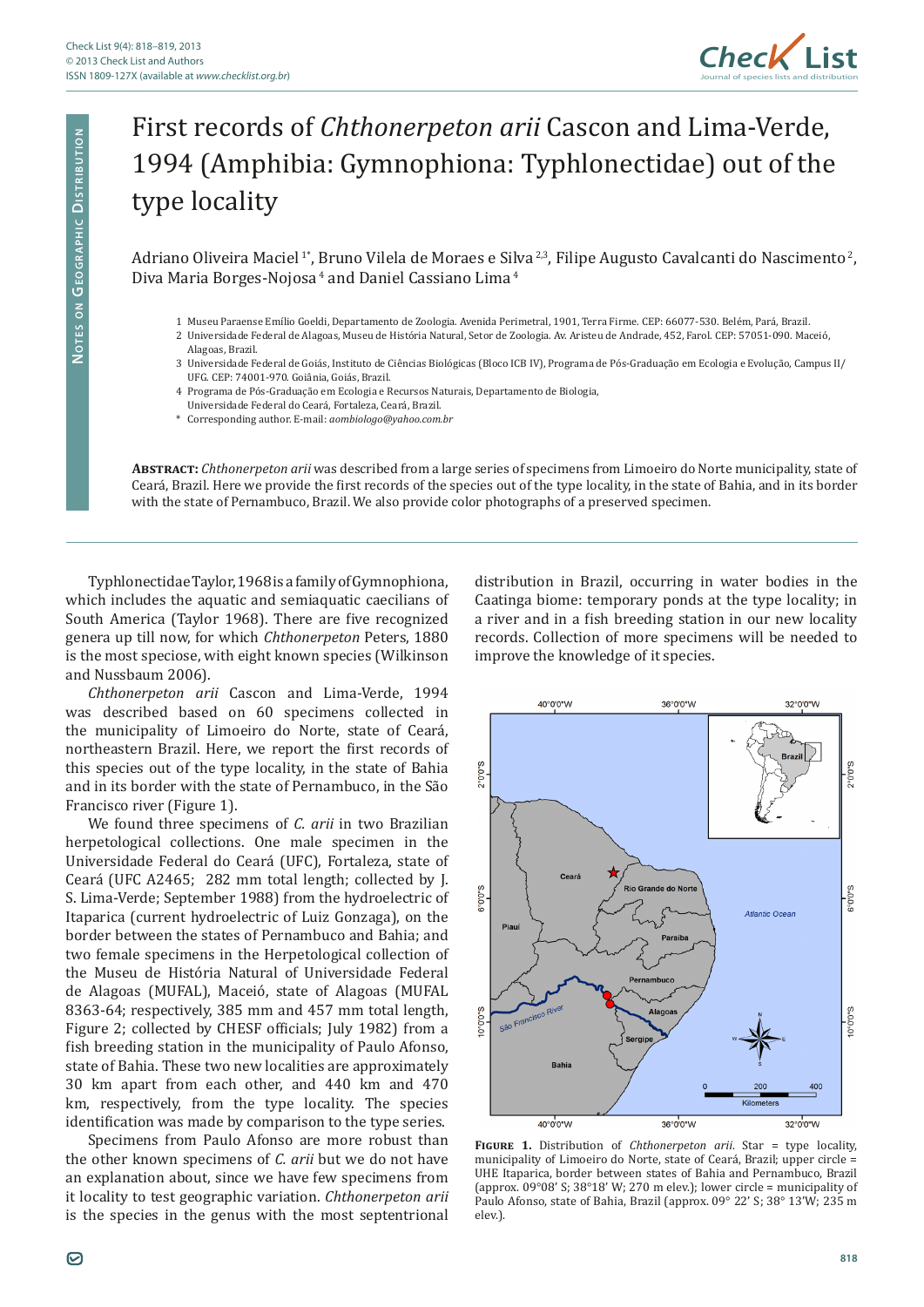# First records of *Chthonerpeton arii* Cascon and Lima-Verde, 1994 (Amphibia: Gymnophiona: Typhlonectidae) out of the type locality

Adriano Oliveira Maciel [1*], Bruno Vilela de Moraes e Silva [2,3], Filipe Augusto Cavalcanti do Nascimento [2], Diva Maria Borges-Nojosa [4] and Daniel Cassiano Lima [4]

1 Museu Paraense Emílio Goeldi, Departamento de Zoologia. Avenida Perimetral, 1901, Terra Firme. CEP: 66077-530. Belém, Pará, Brazil.
2 Universidade Federal de Alagoas, Museu de História Natural, Setor de Zoologia. Av. Aristeu de Andrade, 452, Farol. CEP: 57051-090. Maceió, Alagoas, Brazil.
3 Universidade Federal de Goiás, Instituto de Ciências Biológicas (Bloco ICB IV), Programa de Pós-Graduação em Ecologia e Evolução, Campus II/ UFG. CEP: 74001-970. Goiânia, Goiás, Brazil.
4 Programa de Pós-Graduação em Ecologia e Recursos Naturais, Departamento de Biologia, Universidade Federal do Ceará, Fortaleza, Ceará, Brazil.
\* Corresponding author. E-mail: *aombiologo@yahoo.com.br*

**Abstract:** *Chthonerpeton arii* was described from a large series of specimens from Limoeiro do Norte municipality, state of Ceará, Brazil. Here we provide the first records of the species out of the type locality, in the state of Bahia, and in its border with the state of Pernambuco, Brazil. We also provide color photographs of a preserved specimen.

Typhlonectidae Taylor, 1968 is a family of Gymnophiona, which includes the aquatic and semiaquatic caecilians of South America (Taylor 1968). There are five recognized genera up till now, for which *Chthonerpeton* Peters, 1880 is the most speciose, with eight known species (Wilkinson and Nussbaum 2006).

*Chthonerpeton arii* Cascon and Lima-Verde, 1994 was described based on 60 specimens collected in the municipality of Limoeiro do Norte, state of Ceará, northeastern Brazil. Here, we report the first records of this species out of the type locality, in the state of Bahia and in its border with the state of Pernambuco, in the São Francisco river (Figure 1).

We found three specimens of *C. arii* in two Brazilian herpetological collections. One male specimen in the Universidade Federal do Ceará (UFC), Fortaleza, state of Ceará (UFC A2465; 282 mm total length; collected by J. S. Lima-Verde; September 1988) from the hydroelectric of Itaparica (current hydroelectric of Luiz Gonzaga), on the border between the states of Pernambuco and Bahia; and two female specimens in the Herpetological collection of the Museu de História Natural of Universidade Federal de Alagoas (MUFAL), Maceió, state of Alagoas (MUFAL 8363-64; respectively, 385 mm and 457 mm total length, Figure 2; collected by CHESF officials; July 1982) from a fish breeding station in the municipality of Paulo Afonso, state of Bahia. These two new localities are approximately 30 km apart from each other, and 440 km and 470 km, respectively, from the type locality. The species identification was made by comparison to the type series.

Specimens from Paulo Afonso are more robust than the other known specimens of *C. arii* but we do not have an explanation about, since we have few specimens from it locality to test geographic variation. *Chthonerpeton arii* is the species in the genus with the most septentrional distribution in Brazil, occurring in water bodies in the Caatinga biome: temporary ponds at the type locality; in a river and in a fish breeding station in our new locality records. Collection of more specimens will be needed to improve the knowledge of it species.

**Figure 1.** Distribution of *Chthonerpeton arii*. Star = type locality, municipality of Limoeiro do Norte, state of Ceará, Brazil; upper circle = UHE Itaparica, border between states of Bahia and Pernambuco, Brazil (approx. 09°08' S; 38°18' W; 270 m elev.); lower circle = municipality of Paulo Afonso, state of Bahia, Brazil (approx. 09° 22' S; 38° 13'W; 235 m elev.).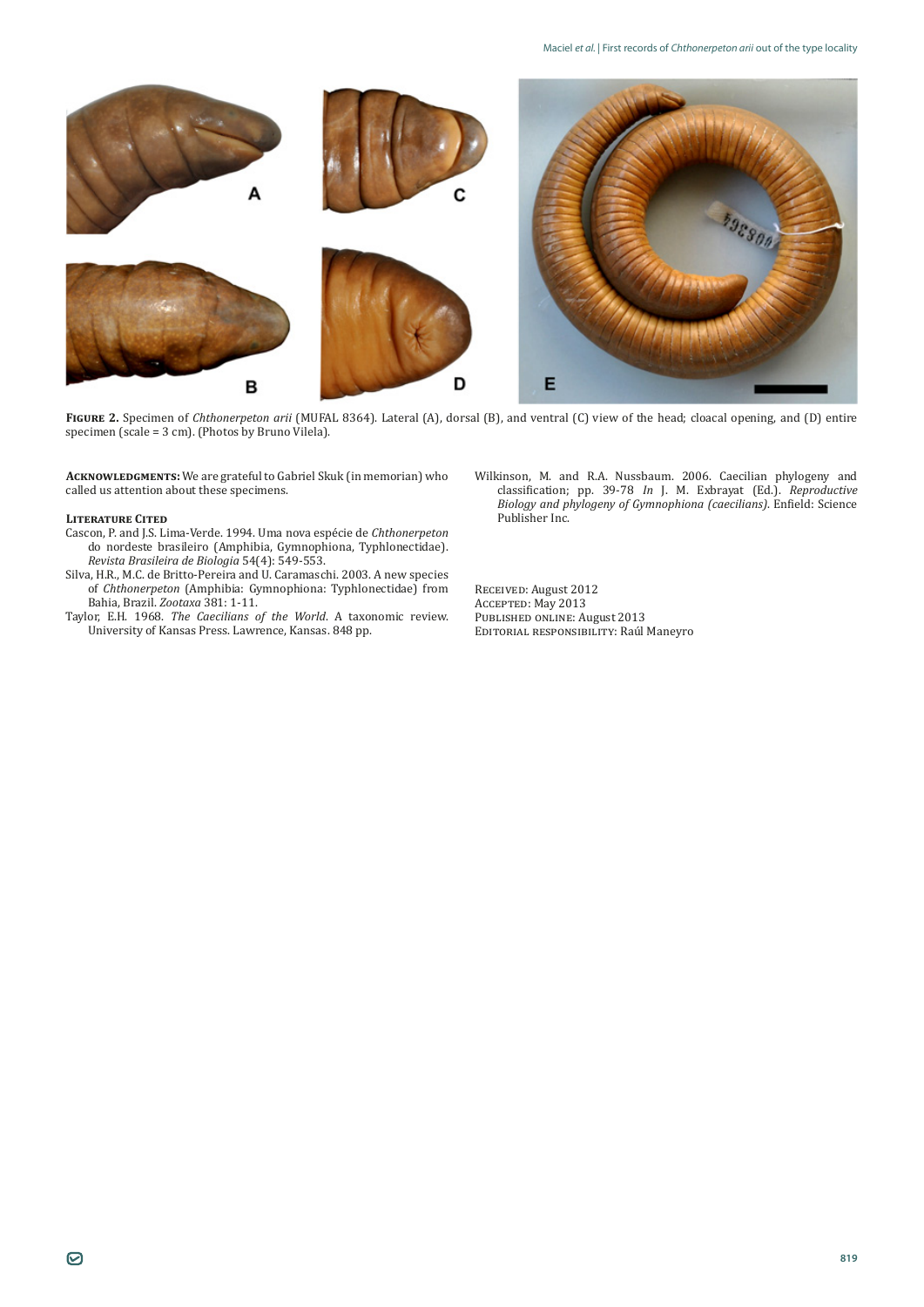**Figure 2.** Specimen of *Chthonerpeton arii* (MUFAL 8364). Lateral (A), dorsal (B), and ventral (C) view of the head; cloacal opening, and (D) entire specimen (scale = 3 cm). (Photos by Bruno Vilela).

**Acknowledgments:** We are grateful to Gabriel Skuk (in memorian) who called us attention about these specimens.

## Literature Cited

Cascon, P. and J.S. Lima-Verde. 1994. Uma nova espécie de *Chthonerpeton* do nordeste brasileiro (Amphibia, Gymnophiona, Typhlonectidae). *Revista Brasileira de Biologia* 54(4): 549-553.

Silva, H.R., M.C. de Britto-Pereira and U. Caramaschi. 2003. A new species of *Chthonerpeton* (Amphibia: Gymnophiona: Typhlonectidae) from Bahia, Brazil. *Zootaxa* 381: 1-11.

Taylor, E.H. 1968. *The Caecilians of the World*. A taxonomic review. University of Kansas Press. Lawrence, Kansas. 848 pp.

Wilkinson, M. and R.A. Nussbaum. 2006. Caecilian phylogeny and classification; pp. 39-78 *In* J. M. Exbrayat (Ed.). *Reproductive Biology and phylogeny of Gymnophiona (caecilians)*. Enfield: Science Publisher Inc.

Received: August 2012
Accepted: May 2013
Published online: August 2013
Editorial responsibility: Raúl Maneyro